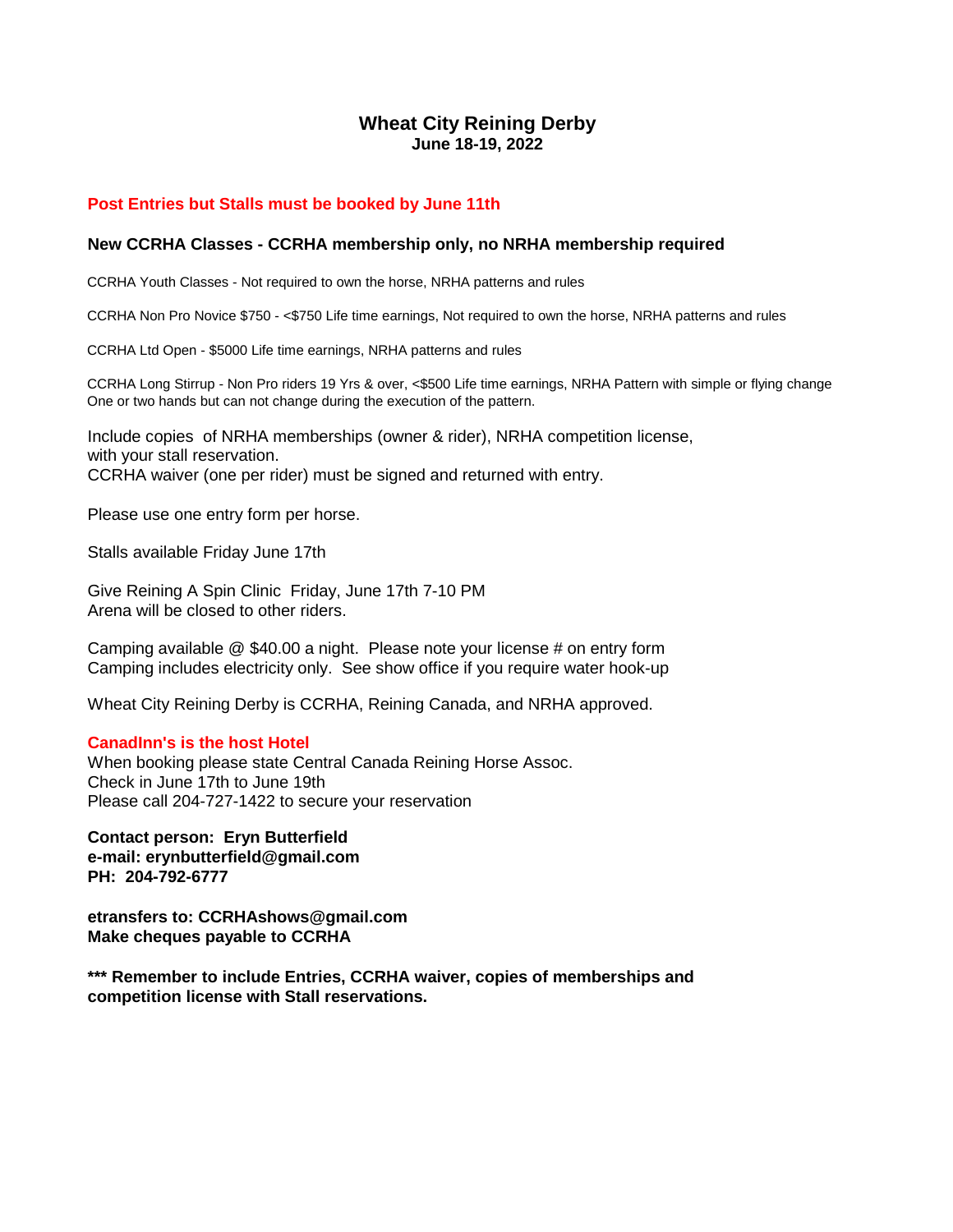# Wheat City Reining Derby

**June 18-19, 2022**

**Post Entries but Stalls must be booked by June 11th**

**New CCRHA Classes - CCRHA membership only, no NRHA membership required**

CCRHA Youth Classes - Not required to own the horse, NRHA patterns and rules

CCRHA Non Pro Novice $750 - <$750 Life time earnings, Not required to own the horse, NRHA patterns and rules

CCRHA Ltd Open - $5000 Life time earnings, NRHA patterns and rules

CCRHA Long Stirrup - Non Pro riders 19 Yrs & over, <$500 Life time earnings, NRHA Pattern with simple or flying change
One or two hands but can not change during the execution of the pattern.

Include copies of NRHA memberships (owner & rider), NRHA competition license,
with your stall reservation.
CCRHA waiver (one per rider) must be signed and returned with entry.

Please use one entry form per horse.

Stalls available Friday June 17th

Give Reining A Spin Clinic Friday, June 17th 7-10 PM
Arena will be closed to other riders.

Camping available @ $40.00 a night. Please note your license # on entry form
Camping includes electricity only. See show office if you require water hook-up

Wheat City Reining Derby is CCRHA, Reining Canada, and NRHA approved.

**CanadInn's is the host Hotel**
When booking please state Central Canada Reining Horse Assoc.
Check in June 17th to June 19th
Please call 204-727-1422 to secure your reservation

**Contact person: Eryn Butterfield**
**e-mail: erynbutterfield@gmail.com**
**PH: 204-792-6777**

**etransfers to: CCRHAshows@gmail.com**
**Make cheques payable to CCRHA**

**\*\*\* Remember to include Entries, CCRHA waiver, copies of memberships and competition license with Stall reservations.**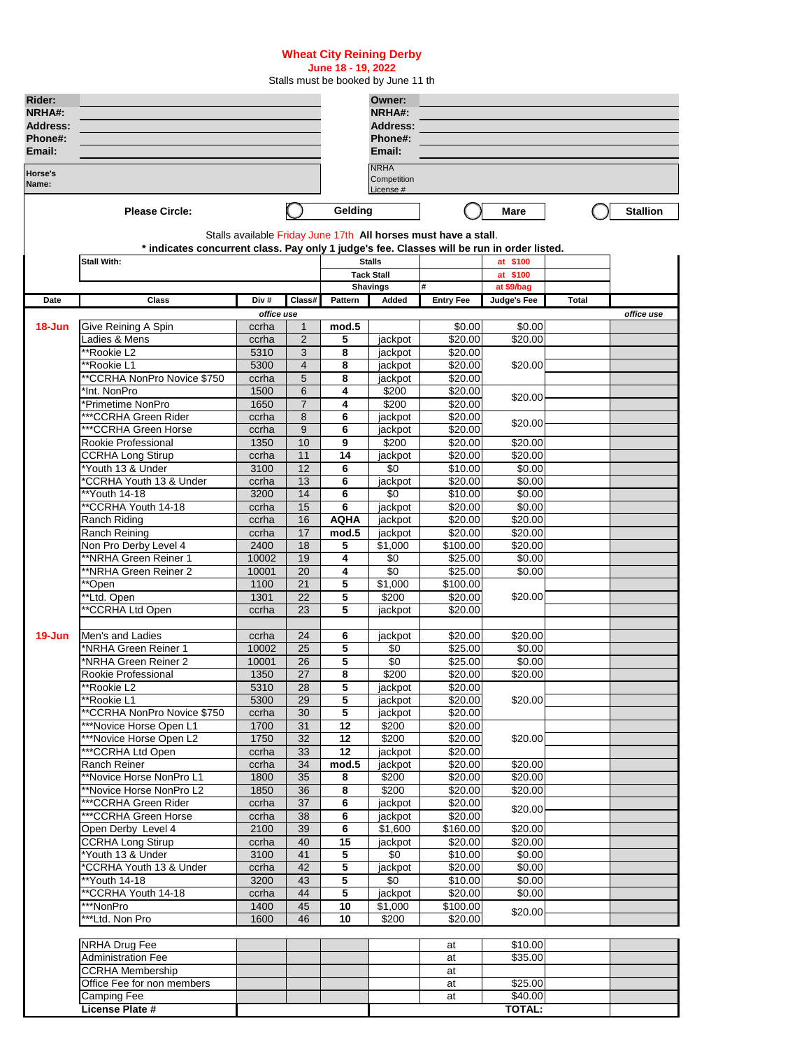# Wheat City Reining Derby

**June 18 - 19, 2022**

Stalls must be booked by June 11 th

| | | | |
|---|---|---|---|
| **Rider:** | | **Owner:** | |
| **NRHA#:** | | **NRHA#:** | |
| **Address:** | | **Address:** | |
| **Phone#:** | | **Phone#:** | |
| **Email:** | | **Email:** | |
| **Horse's Name:** | | NRHA Competition License # | |

**Please Circle:** ◯ **Gelding** ◯ **Mare** ◯ **Stallion**

Stalls available Friday June 17th **All horses must have a stall**.

**\* indicates concurrent class. Pay only 1 judge's fee. Classes will be run in order listed.**

| | | | | | | | | | |
|---|---|---|---|---|---|---|---|---|---|
| | **Stall With:** | | | **Stalls** | | | at $100 | | |
| | | | | **Tack Stall** | | | at $100 | | |
| | | | | **Shavings** | | # | at $9/bag | | |
| **Date** | **Class** | **Div #** | **Class#** | **Pattern** | **Added** | **Entry Fee** | **Judge's Fee** | **Total** | |
| | | *office use* | | | | | | | *office use* |
| **18-Jun** | Give Reining A Spin | ccrha | 1 | **mod.5** | | $0.00 | $0.00 | | |
| | Ladies & Mens | ccrha | 2 | **5** | jackpot | $20.00 | $20.00 | | |
| | **Rookie L2 | 5310 | 3 | **8** | jackpot | $20.00 | | | |
| | **Rookie L1 | 5300 | 4 | **8** | jackpot | $20.00 | $20.00 | | |
| | **CCRHA NonPro Novice $750 | ccrha | 5 | **8** | jackpot | $20.00 | | | |
| | *Int. NonPro | 1500 | 6 | **4** | $200 | $20.00 | $20.00 | | |
| | *Primetime NonPro | 1650 | 7 | **4** | $200 | $20.00 | | | |
| | ***CCRHA Green Rider | ccrha | 8 | **6** | jackpot | $20.00 | $20.00 | | |
| | ***CCRHA Green Horse | ccrha | 9 | **6** | jackpot | $20.00 | | | |
| | Rookie Professional | 1350 | 10 | **9** | $200 | $20.00 | $20.00 | | |
| | CCRHA Long Stirup | ccrha | 11 | **14** | jackpot | $20.00 | $20.00 | | |
| | *Youth 13 & Under | 3100 | 12 | **6** | $0 | $10.00 | $0.00 | | |
| | *CCRHA Youth 13 & Under | ccrha | 13 | **6** | jackpot | $20.00 | $0.00 | | |
| | **Youth 14-18 | 3200 | 14 | **6** | $0 | $10.00 | $0.00 | | |
| | **CCRHA Youth 14-18 | ccrha | 15 | **6** | jackpot | $20.00 | $0.00 | | |
| | Ranch Riding | ccrha | 16 | **AQHA** | jackpot | $20.00 | $20.00 | | |
| | Ranch Reining | ccrha | 17 | **mod.5** | jackpot | $20.00 | $20.00 | | |
| | Non Pro Derby Level 4 | 2400 | 18 | **5** | $1,000 | $100.00 | $20.00 | | |
| | **NRHA Green Reiner 1 | 10002 | 19 | **4** | $0 | $25.00 | $0.00 | | |
| | **NRHA Green Reiner 2 | 10001 | 20 | **4** | $0 | $25.00 | $0.00 | | |
| | **Open | 1100 | 21 | **5** | $1,000 | $100.00 | | | |
| | **Ltd. Open | 1301 | 22 | **5** | $200 | $20.00 | $20.00 | | |
| | **CCRHA Ltd Open | ccrha | 23 | **5** | jackpot | $20.00 | | | |
| | | | | | | | | | |
| **19-Jun** | Men's and Ladies | ccrha | 24 | **6** | jackpot | $20.00 | $20.00 | | |
| | *NRHA Green Reiner 1 | 10002 | 25 | **5** | $0 | $25.00 | $0.00 | | |
| | *NRHA Green Reiner 2 | 10001 | 26 | **5** | $0 | $25.00 | $0.00 | | |
| | Rookie Professional | 1350 | 27 | **8** | $200 | $20.00 | $20.00 | | |
| | **Rookie L2 | 5310 | 28 | **5** | jackpot | $20.00 | | | |
| | **Rookie L1 | 5300 | 29 | **5** | jackpot | $20.00 | $20.00 | | |
| | **CCRHA NonPro Novice $750 | ccrha | 30 | **5** | jackpot | $20.00 | | | |
| | ***Novice Horse Open L1 | 1700 | 31 | **12** | $200 | $20.00 | | | |
| | ***Novice Horse Open L2 | 1750 | 32 | **12** | $200 | $20.00 | $20.00 | | |
| | ***CCRHA Ltd Open | ccrha | 33 | **12** | jackpot | $20.00 | | | |
| | Ranch Reiner | ccrha | 34 | **mod.5** | jackpot | $20.00 | $20.00 | | |
| | **Novice Horse NonPro L1 | 1800 | 35 | **8** | $200 | $20.00 | $20.00 | | |
| | **Novice Horse NonPro L2 | 1850 | 36 | **8** | $200 | $20.00 | $20.00 | | |
| | ***CCRHA Green Rider | ccrha | 37 | **6** | jackpot | $20.00 | $20.00 | | |
| | ***CCRHA Green Horse | ccrha | 38 | **6** | jackpot | $20.00 | | | |
| | Open Derby Level 4 | 2100 | 39 | **6** | $1,600 | $160.00 | $20.00 | | |
| | CCRHA Long Stirup | ccrha | 40 | **15** | jackpot | $20.00 | $20.00 | | |
| | *Youth 13 & Under | 3100 | 41 | **5** | $0 | $10.00 | $0.00 | | |
| | *CCRHA Youth 13 & Under | ccrha | 42 | **5** | jackpot | $20.00 | $0.00 | | |
| | **Youth 14-18 | 3200 | 43 | **5** | $0 | $10.00 | $0.00 | | |
| | **CCRHA Youth 14-18 | ccrha | 44 | **5** | jackpot | $20.00 | $0.00 | | |
| | ***NonPro | 1400 | 45 | **10** | $1,000 | $100.00 | $20.00 | | |
| | ***Ltd. Non Pro | 1600 | 46 | **10** | $200 | $20.00 | | | |
| | | | | | | | | | |
| | NRHA Drug Fee | | | | | at | $10.00 | | |
| | Administration Fee | | | | | at | $35.00 | | |
| | CCRHA Membership | | | | | at | | | |
| | Office Fee for non members | | | | | at | $25.00 | | |
| | Camping Fee | | | | | at | $40.00 | | |
| | **License Plate #** | | | | | | **TOTAL:** | | |